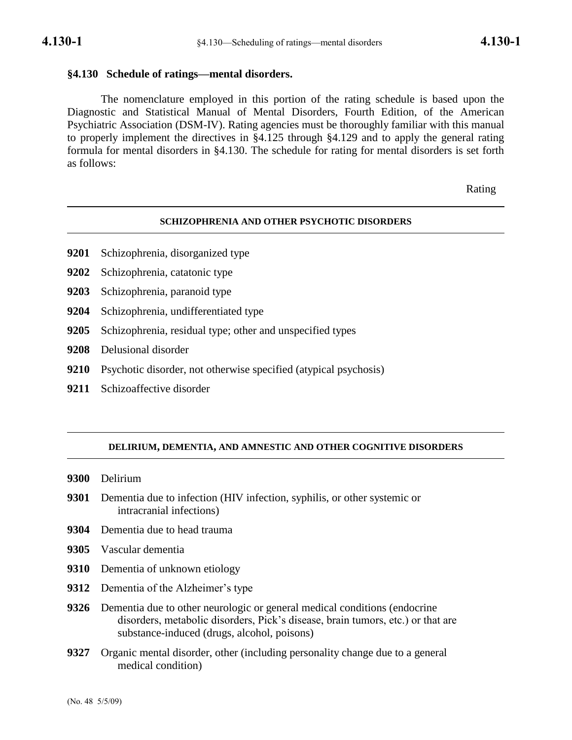## §4.130 Schedule of ratings—mental disorders.

The nomenclature employed in this portion of the rating schedule is based upon the Diagnostic and Statistical Manual of Mental Disorders, Fourth Edition, of the American Psychiatric Association (DSM-IV). Rating agencies must be thoroughly familiar with this manual to properly implement the directives in §4.125 through §4.129 and to apply the general rating formula for mental disorders in §4.130. The schedule for rating for mental disorders is set forth as follows:

Rating

### SCHIZOPHRENIA AND OTHER PSYCHOTIC DISORDERS

**9201** Schizophrenia, disorganized type

**9202** Schizophrenia, catatonic type

**9203** Schizophrenia, paranoid type

**9204** Schizophrenia, undifferentiated type

**9205** Schizophrenia, residual type; other and unspecified types

**9208** Delusional disorder

**9210** Psychotic disorder, not otherwise specified (atypical psychosis)

**9211** Schizoaffective disorder

### DELIRIUM, DEMENTIA, AND AMNESTIC AND OTHER COGNITIVE DISORDERS

**9300** Delirium

**9301** Dementia due to infection (HIV infection, syphilis, or other systemic or intracranial infections)

**9304** Dementia due to head trauma

**9305** Vascular dementia

**9310** Dementia of unknown etiology

**9312** Dementia of the Alzheimer's type

**9326** Dementia due to other neurologic or general medical conditions (endocrine disorders, metabolic disorders, Pick's disease, brain tumors, etc.) or that are substance-induced (drugs, alcohol, poisons)

**9327** Organic mental disorder, other (including personality change due to a general medical condition)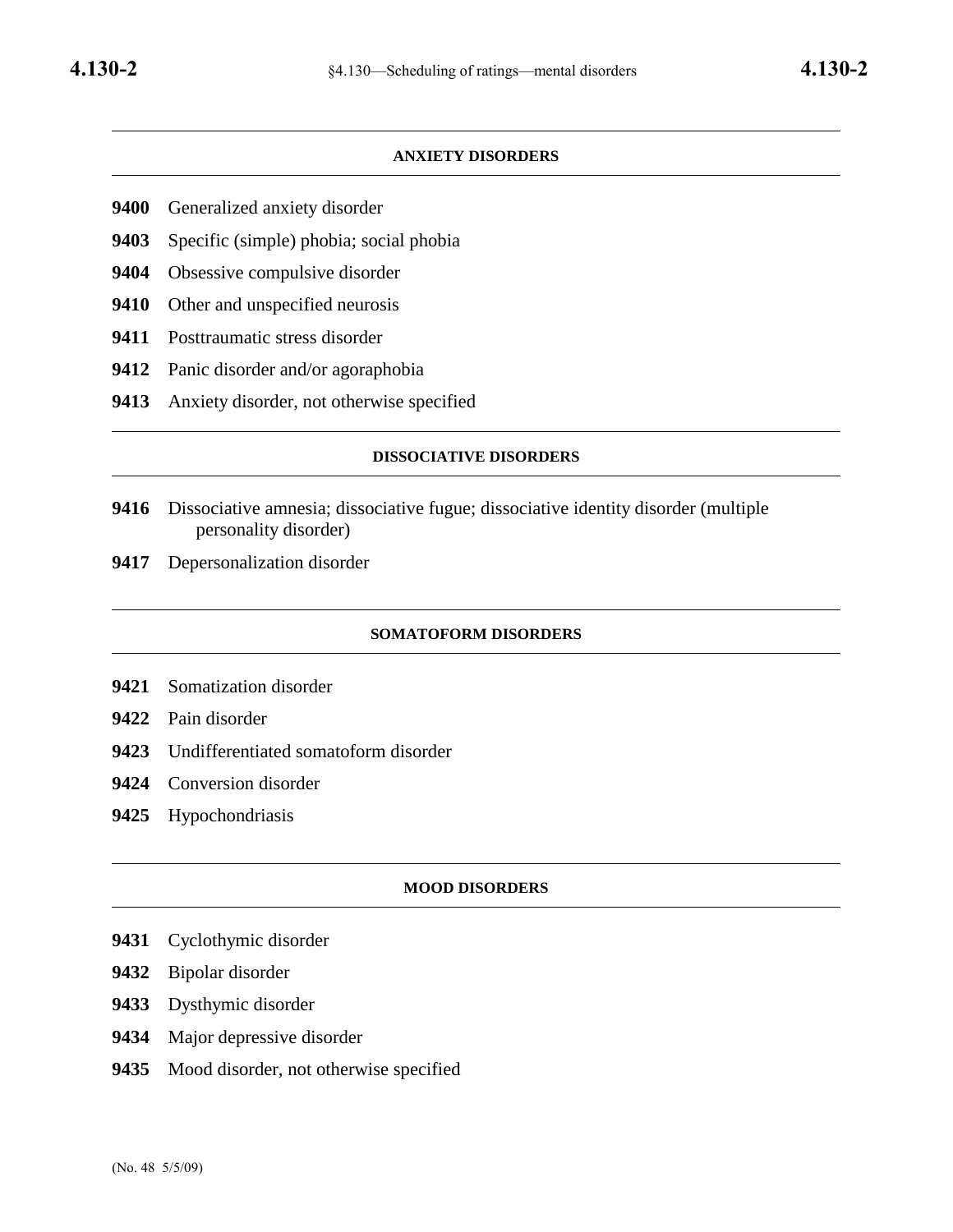## ANXIETY DISORDERS

**9400** Generalized anxiety disorder

**9403** Specific (simple) phobia; social phobia

**9404** Obsessive compulsive disorder

**9410** Other and unspecified neurosis

**9411** Posttraumatic stress disorder

**9412** Panic disorder and/or agoraphobia

**9413** Anxiety disorder, not otherwise specified

## DISSOCIATIVE DISORDERS

**9416** Dissociative amnesia; dissociative fugue; dissociative identity disorder (multiple personality disorder)

**9417** Depersonalization disorder

## SOMATOFORM DISORDERS

**9421** Somatization disorder

**9422** Pain disorder

**9423** Undifferentiated somatoform disorder

**9424** Conversion disorder

**9425** Hypochondriasis

## MOOD DISORDERS

**9431** Cyclothymic disorder

**9432** Bipolar disorder

**9433** Dysthymic disorder

**9434** Major depressive disorder

**9435** Mood disorder, not otherwise specified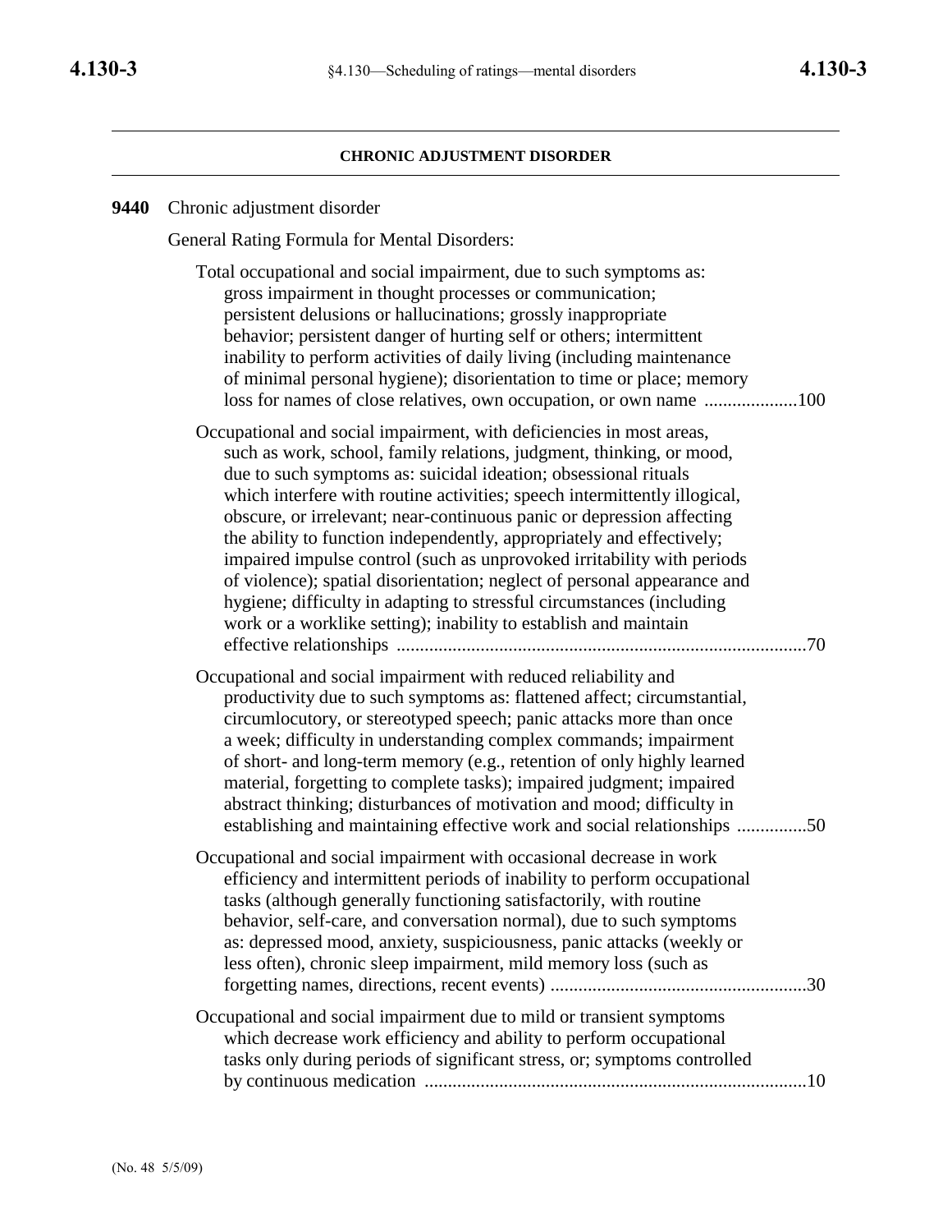## CHRONIC ADJUSTMENT DISORDER

**9440** Chronic adjustment disorder

General Rating Formula for Mental Disorders:

| | Rating |
|---|---|
| Total occupational and social impairment, due to such symptoms as: gross impairment in thought processes or communication; persistent delusions or hallucinations; grossly inappropriate behavior; persistent danger of hurting self or others; intermittent inability to perform activities of daily living (including maintenance of minimal personal hygiene); disorientation to time or place; memory loss for names of close relatives, own occupation, or own name | 100 |
| Occupational and social impairment, with deficiencies in most areas, such as work, school, family relations, judgment, thinking, or mood, due to such symptoms as: suicidal ideation; obsessional rituals which interfere with routine activities; speech intermittently illogical, obscure, or irrelevant; near-continuous panic or depression affecting the ability to function independently, appropriately and effectively; impaired impulse control (such as unprovoked irritability with periods of violence); spatial disorientation; neglect of personal appearance and hygiene; difficulty in adapting to stressful circumstances (including work or a worklike setting); inability to establish and maintain effective relationships | 70 |
| Occupational and social impairment with reduced reliability and productivity due to such symptoms as: flattened affect; circumstantial, circumlocutory, or stereotyped speech; panic attacks more than once a week; difficulty in understanding complex commands; impairment of short- and long-term memory (e.g., retention of only highly learned material, forgetting to complete tasks); impaired judgment; impaired abstract thinking; disturbances of motivation and mood; difficulty in establishing and maintaining effective work and social relationships | 50 |
| Occupational and social impairment with occasional decrease in work efficiency and intermittent periods of inability to perform occupational tasks (although generally functioning satisfactorily, with routine behavior, self-care, and conversation normal), due to such symptoms as: depressed mood, anxiety, suspiciousness, panic attacks (weekly or less often), chronic sleep impairment, mild memory loss (such as forgetting names, directions, recent events) | 30 |
| Occupational and social impairment due to mild or transient symptoms which decrease work efficiency and ability to perform occupational tasks only during periods of significant stress, or; symptoms controlled by continuous medication | 10 |

(No. 48 5/5/09)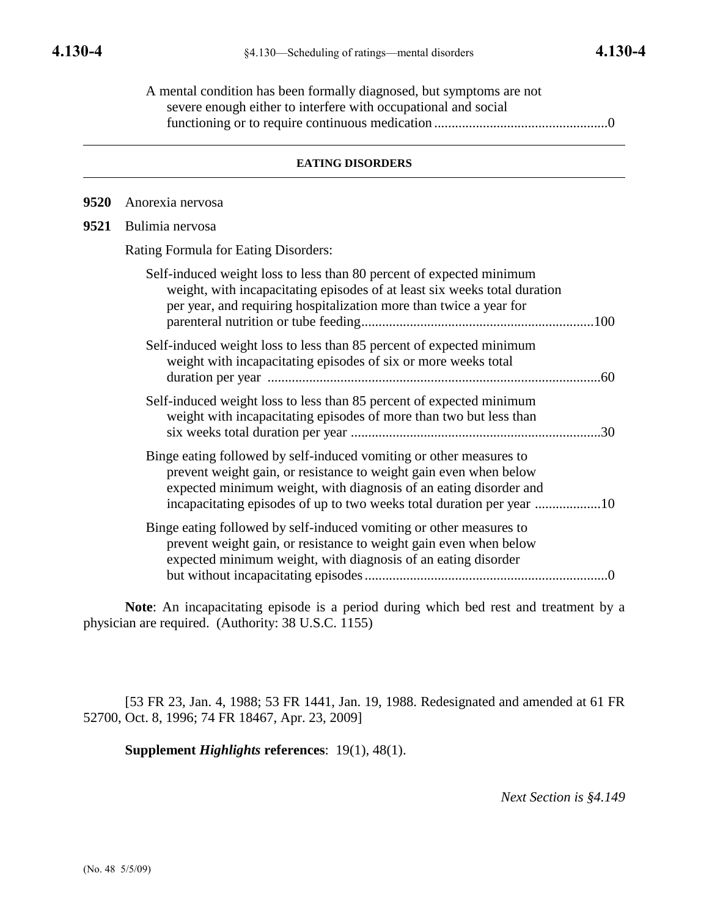A mental condition has been formally diagnosed, but symptoms are not severe enough either to interfere with occupational and social functioning or to require continuous medication ....................................................0

---

**EATING DISORDERS**

---

**9520** Anorexia nervosa

**9521** Bulimia nervosa

Rating Formula for Eating Disorders:

Self-induced weight loss to less than 80 percent of expected minimum weight, with incapacitating episodes of at least six weeks total duration per year, and requiring hospitalization more than twice a year for parenteral nutrition or tube feeding....................................................................100

Self-induced weight loss to less than 85 percent of expected minimum weight with incapacitating episodes of six or more weeks total duration per year ..................................................................................................60

Self-induced weight loss to less than 85 percent of expected minimum weight with incapacitating episodes of more than two but less than six weeks total duration per year ........................................................................30

Binge eating followed by self-induced vomiting or other measures to prevent weight gain, or resistance to weight gain even when below expected minimum weight, with diagnosis of an eating disorder and incapacitating episodes of up to two weeks total duration per year ...................10

Binge eating followed by self-induced vomiting or other measures to prevent weight gain, or resistance to weight gain even when below expected minimum weight, with diagnosis of an eating disorder but without incapacitating episodes......................................................................0

**Note**: An incapacitating episode is a period during which bed rest and treatment by a physician are required. (Authority: 38 U.S.C. 1155)

[53 FR 23, Jan. 4, 1988; 53 FR 1441, Jan. 19, 1988. Redesignated and amended at 61 FR 52700, Oct. 8, 1996; 74 FR 18467, Apr. 23, 2009]

**Supplement *Highlights* references**: 19(1), 48(1).

*Next Section is §4.149*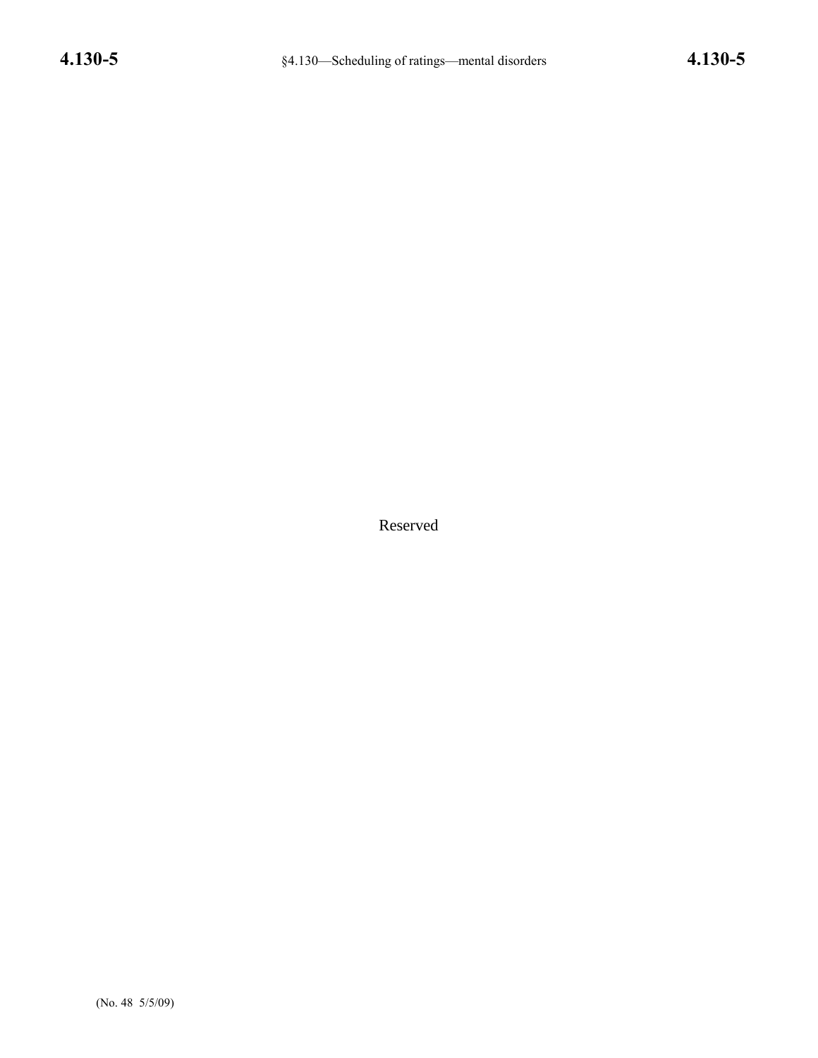Reserved